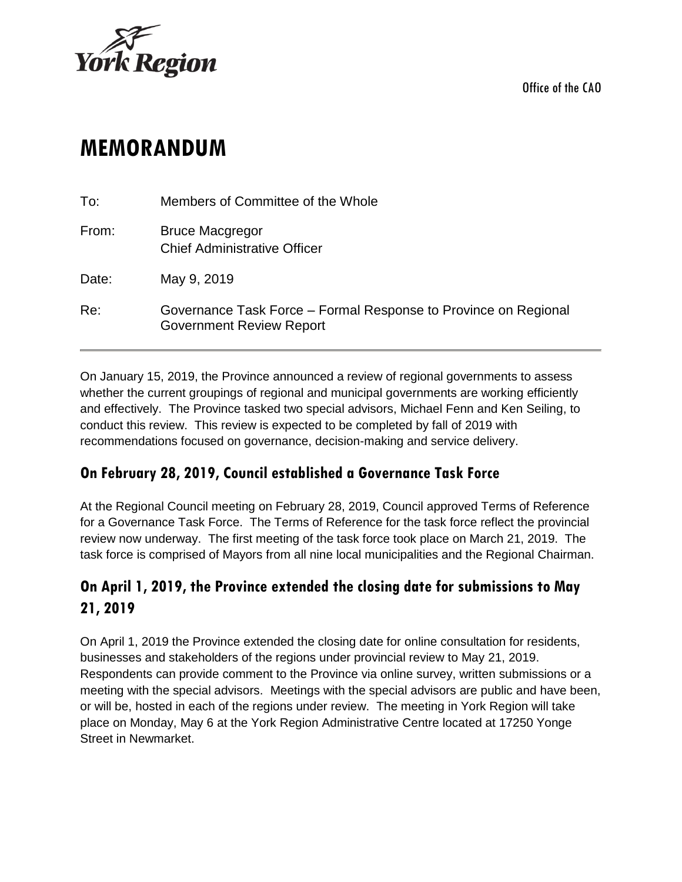York Region

Office of the CAO

# MEMORANDUM

| | |
|---|---|
| To: | Members of Committee of the Whole |
| From: | Bruce Macgregor<br>Chief Administrative Officer |
| Date: | May 9, 2019 |
| Re: | Governance Task Force – Formal Response to Province on Regional Government Review Report |

On January 15, 2019, the Province announced a review of regional governments to assess whether the current groupings of regional and municipal governments are working efficiently and effectively. The Province tasked two special advisors, Michael Fenn and Ken Seiling, to conduct this review. This review is expected to be completed by fall of 2019 with recommendations focused on governance, decision-making and service delivery.

## On February 28, 2019, Council established a Governance Task Force

At the Regional Council meeting on February 28, 2019, Council approved Terms of Reference for a Governance Task Force. The Terms of Reference for the task force reflect the provincial review now underway. The first meeting of the task force took place on March 21, 2019. The task force is comprised of Mayors from all nine local municipalities and the Regional Chairman.

## On April 1, 2019, the Province extended the closing date for submissions to May 21, 2019

On April 1, 2019 the Province extended the closing date for online consultation for residents, businesses and stakeholders of the regions under provincial review to May 21, 2019. Respondents can provide comment to the Province via online survey, written submissions or a meeting with the special advisors. Meetings with the special advisors are public and have been, or will be, hosted in each of the regions under review. The meeting in York Region will take place on Monday, May 6 at the York Region Administrative Centre located at 17250 Yonge Street in Newmarket.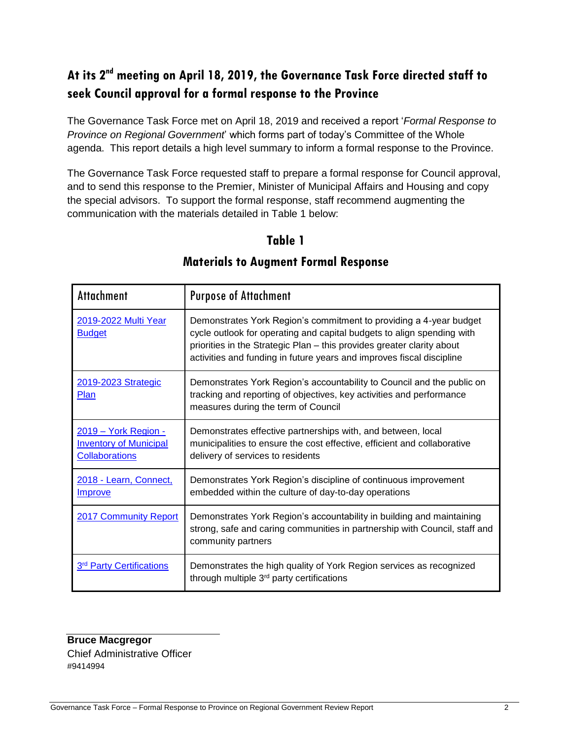## At its 2nd meeting on April 18, 2019, the Governance Task Force directed staff to seek Council approval for a formal response to the Province

The Governance Task Force met on April 18, 2019 and received a report '*Formal Response to Province on Regional Government*' which forms part of today's Committee of the Whole agenda. This report details a high level summary to inform a formal response to the Province.

The Governance Task Force requested staff to prepare a formal response for Council approval, and to send this response to the Premier, Minister of Municipal Affairs and Housing and copy the special advisors. To support the formal response, staff recommend augmenting the communication with the materials detailed in Table 1 below:

### Table 1
### Materials to Augment Formal Response

| Attachment | Purpose of Attachment |
|---|---|
| 2019-2022 Multi Year Budget | Demonstrates York Region's commitment to providing a 4-year budget cycle outlook for operating and capital budgets to align spending with priorities in the Strategic Plan – this provides greater clarity about activities and funding in future years and improves fiscal discipline |
| 2019-2023 Strategic Plan | Demonstrates York Region's accountability to Council and the public on tracking and reporting of objectives, key activities and performance measures during the term of Council |
| 2019 – York Region - Inventory of Municipal Collaborations | Demonstrates effective partnerships with, and between, local municipalities to ensure the cost effective, efficient and collaborative delivery of services to residents |
| 2018 - Learn, Connect, Improve | Demonstrates York Region's discipline of continuous improvement embedded within the culture of day-to-day operations |
| 2017 Community Report | Demonstrates York Region's accountability in building and maintaining strong, safe and caring communities in partnership with Council, staff and community partners |
| 3rd Party Certifications | Demonstrates the high quality of York Region services as recognized through multiple 3rd party certifications |

**Bruce Macgregor**
Chief Administrative Officer
#9414994